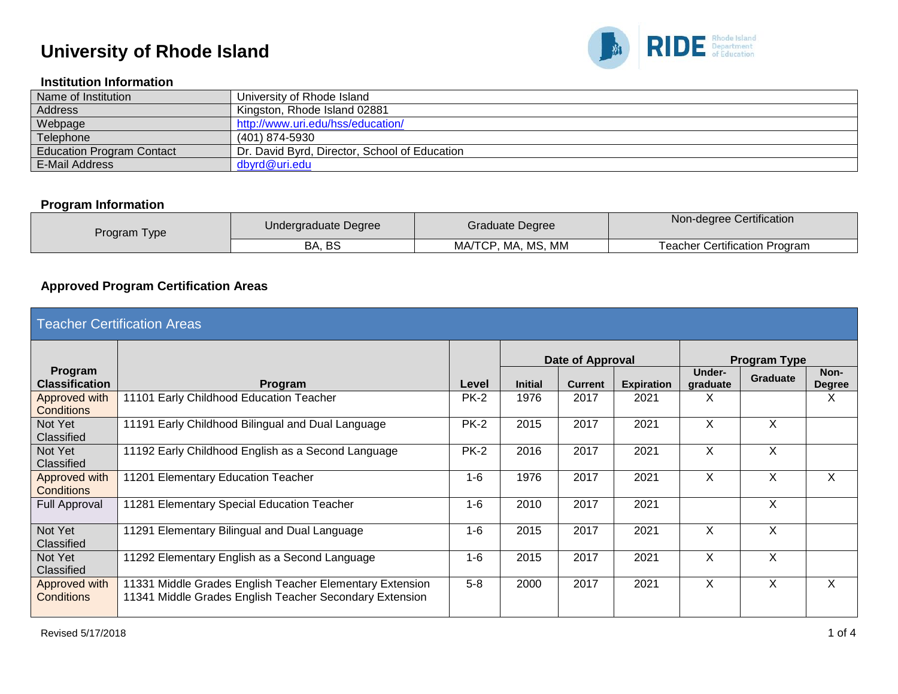# University of Rhode Island

### Institution Information

| Name of Institution | University of Rhode Island |
|---|---|
| Address | Kingston, Rhode Island 02881 |
| Webpage | http://www.uri.edu/hss/education/ |
| Telephone | (401) 874-5930 |
| Education Program Contact | Dr. David Byrd, Director, School of Education |
| E-Mail Address | dbyrd@uri.edu |

### Program Information

| Program Type | Undergraduate Degree | Graduate Degree | Non-degree Certification |
|---|---|---|---|
| | BA, BS | MA/TCP, MA, MS, MM | Teacher Certification Program |

### Approved Program Certification Areas

**Teacher Certification Areas**

| Program Classification | Program | Level | Date of Approval | | | Program Type | | |
|---|---|---|---|---|---|---|---|---|
| | | | Initial | Current | Expiration | Under-graduate | Graduate | Non-Degree |
| Approved with Conditions | 11101 Early Childhood Education Teacher | PK-2 | 1976 | 2017 | 2021 | X | | X |
| Not Yet Classified | 11191 Early Childhood Bilingual and Dual Language | PK-2 | 2015 | 2017 | 2021 | X | X | |
| Not Yet Classified | 11192 Early Childhood English as a Second Language | PK-2 | 2016 | 2017 | 2021 | X | X | |
| Approved with Conditions | 11201 Elementary Education Teacher | 1-6 | 1976 | 2017 | 2021 | X | X | X |
| Full Approval | 11281 Elementary Special Education Teacher | 1-6 | 2010 | 2017 | 2021 | | X | |
| Not Yet Classified | 11291 Elementary Bilingual and Dual Language | 1-6 | 2015 | 2017 | 2021 | X | X | |
| Not Yet Classified | 11292 Elementary English as a Second Language | 1-6 | 2015 | 2017 | 2021 | X | X | |
| Approved with Conditions | 11331 Middle Grades English Teacher Elementary Extension<br>11341 Middle Grades English Teacher Secondary Extension | 5-8 | 2000 | 2017 | 2021 | X | X | X |

Revised 5/17/2018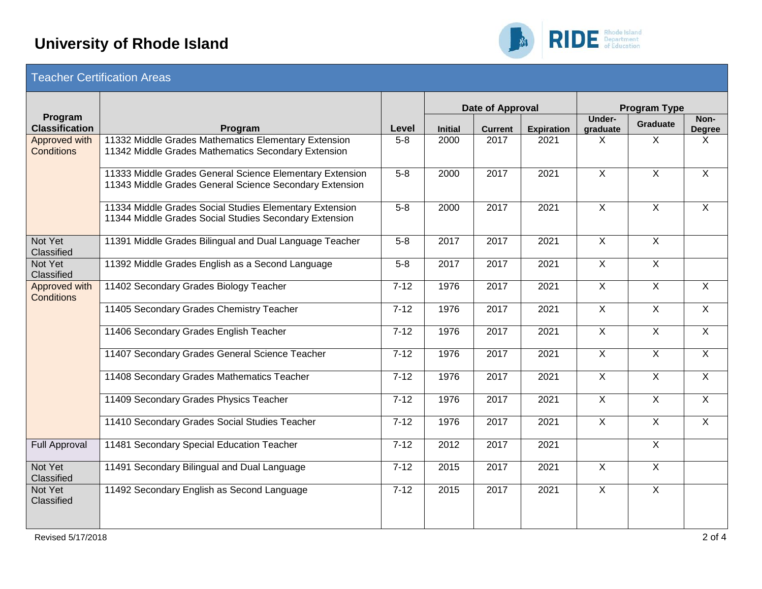# University of Rhode Island

## Teacher Certification Areas

| Program Classification | Program | Level | Date of Approval | | | Program Type | | |
|---|---|---|---|---|---|---|---|---|
| | | | Initial | Current | Expiration | Under-graduate | Graduate | Non-Degree |
| Approved with Conditions | 11332 Middle Grades Mathematics Elementary Extension<br>11342 Middle Grades Mathematics Secondary Extension | 5-8 | 2000 | 2017 | 2021 | X | X | X |
| | 11333 Middle Grades General Science Elementary Extension<br>11343 Middle Grades General Science Secondary Extension | 5-8 | 2000 | 2017 | 2021 | X | X | X |
| | 11334 Middle Grades Social Studies Elementary Extension<br>11344 Middle Grades Social Studies Secondary Extension | 5-8 | 2000 | 2017 | 2021 | X | X | X |
| Not Yet Classified | 11391 Middle Grades Bilingual and Dual Language Teacher | 5-8 | 2017 | 2017 | 2021 | X | X | |
| Not Yet Classified | 11392 Middle Grades English as a Second Language | 5-8 | 2017 | 2017 | 2021 | X | X | |
| Approved with Conditions | 11402 Secondary Grades Biology Teacher | 7-12 | 1976 | 2017 | 2021 | X | X | X |
| | 11405 Secondary Grades Chemistry Teacher | 7-12 | 1976 | 2017 | 2021 | X | X | X |
| | 11406 Secondary Grades English Teacher | 7-12 | 1976 | 2017 | 2021 | X | X | X |
| | 11407 Secondary Grades General Science Teacher | 7-12 | 1976 | 2017 | 2021 | X | X | X |
| | 11408 Secondary Grades Mathematics Teacher | 7-12 | 1976 | 2017 | 2021 | X | X | X |
| | 11409 Secondary Grades Physics Teacher | 7-12 | 1976 | 2017 | 2021 | X | X | X |
| | 11410 Secondary Grades Social Studies Teacher | 7-12 | 1976 | 2017 | 2021 | X | X | X |
| Full Approval | 11481 Secondary Special Education Teacher | 7-12 | 2012 | 2017 | 2021 | | X | |
| Not Yet Classified | 11491 Secondary Bilingual and Dual Language | 7-12 | 2015 | 2017 | 2021 | X | X | |
| Not Yet Classified | 11492 Secondary English as Second Language | 7-12 | 2015 | 2017 | 2021 | X | X | |

Revised 5/17/2018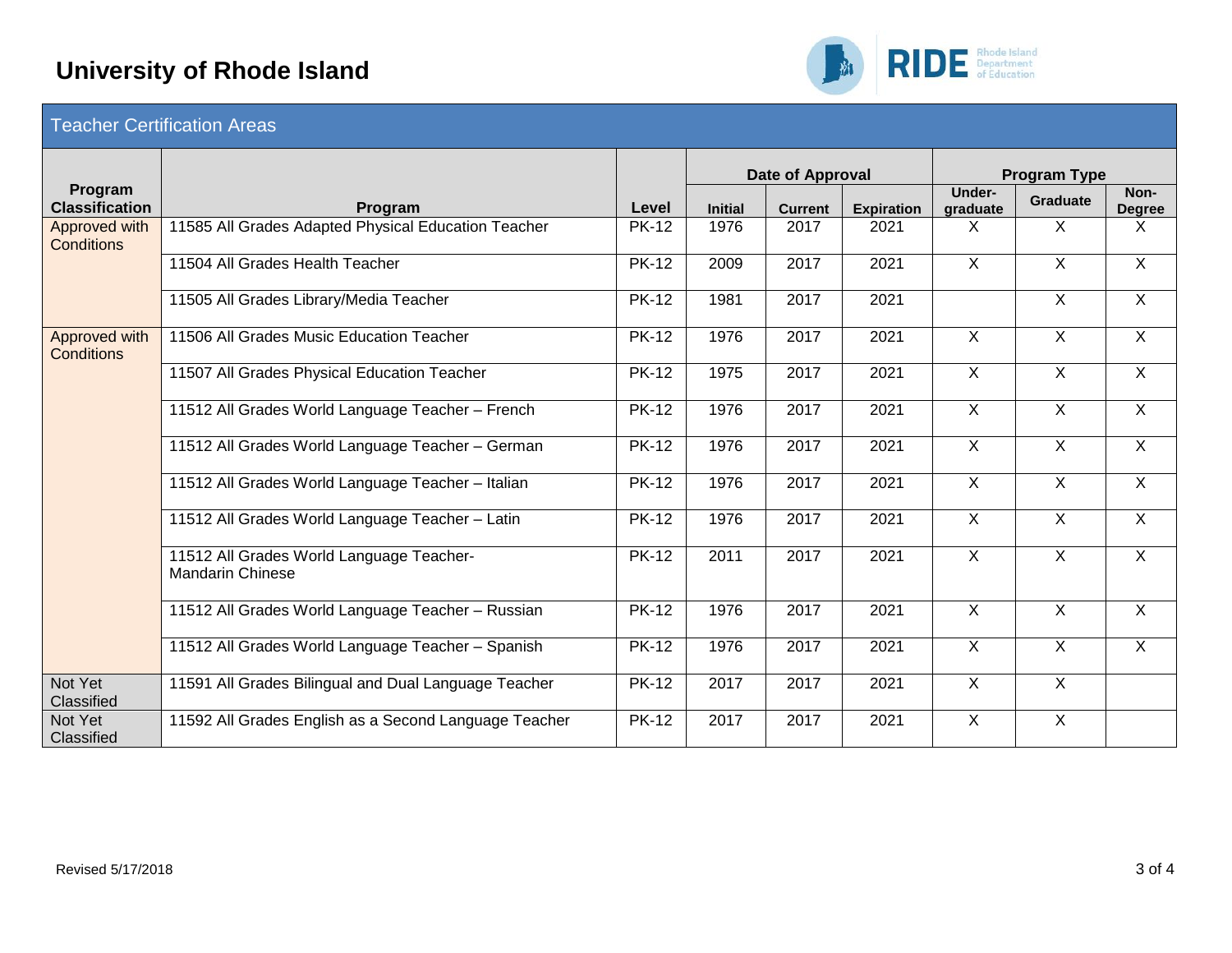# University of Rhode Island

## Teacher Certification Areas

| Program Classification | Program | Level | Date of Approval | | | Program Type | | |
|---|---|---|---|---|---|---|---|---|
| | | | Initial | Current | Expiration | Under-graduate | Graduate | Non-Degree |
| Approved with Conditions | 11585 All Grades Adapted Physical Education Teacher | PK-12 | 1976 | 2017 | 2021 | X | X | X |
| | 11504 All Grades Health Teacher | PK-12 | 2009 | 2017 | 2021 | X | X | X |
| | 11505 All Grades Library/Media Teacher | PK-12 | 1981 | 2017 | 2021 | | X | X |
| Approved with Conditions | 11506 All Grades Music Education Teacher | PK-12 | 1976 | 2017 | 2021 | X | X | X |
| | 11507 All Grades Physical Education Teacher | PK-12 | 1975 | 2017 | 2021 | X | X | X |
| | 11512 All Grades World Language Teacher – French | PK-12 | 1976 | 2017 | 2021 | X | X | X |
| | 11512 All Grades World Language Teacher – German | PK-12 | 1976 | 2017 | 2021 | X | X | X |
| | 11512 All Grades World Language Teacher – Italian | PK-12 | 1976 | 2017 | 2021 | X | X | X |
| | 11512 All Grades World Language Teacher – Latin | PK-12 | 1976 | 2017 | 2021 | X | X | X |
| | 11512 All Grades World Language Teacher- Mandarin Chinese | PK-12 | 2011 | 2017 | 2021 | X | X | X |
| | 11512 All Grades World Language Teacher – Russian | PK-12 | 1976 | 2017 | 2021 | X | X | X |
| | 11512 All Grades World Language Teacher – Spanish | PK-12 | 1976 | 2017 | 2021 | X | X | X |
| Not Yet Classified | 11591 All Grades Bilingual and Dual Language Teacher | PK-12 | 2017 | 2017 | 2021 | X | X | |
| Not Yet Classified | 11592 All Grades English as a Second Language Teacher | PK-12 | 2017 | 2017 | 2021 | X | X | |

Revised 5/17/2018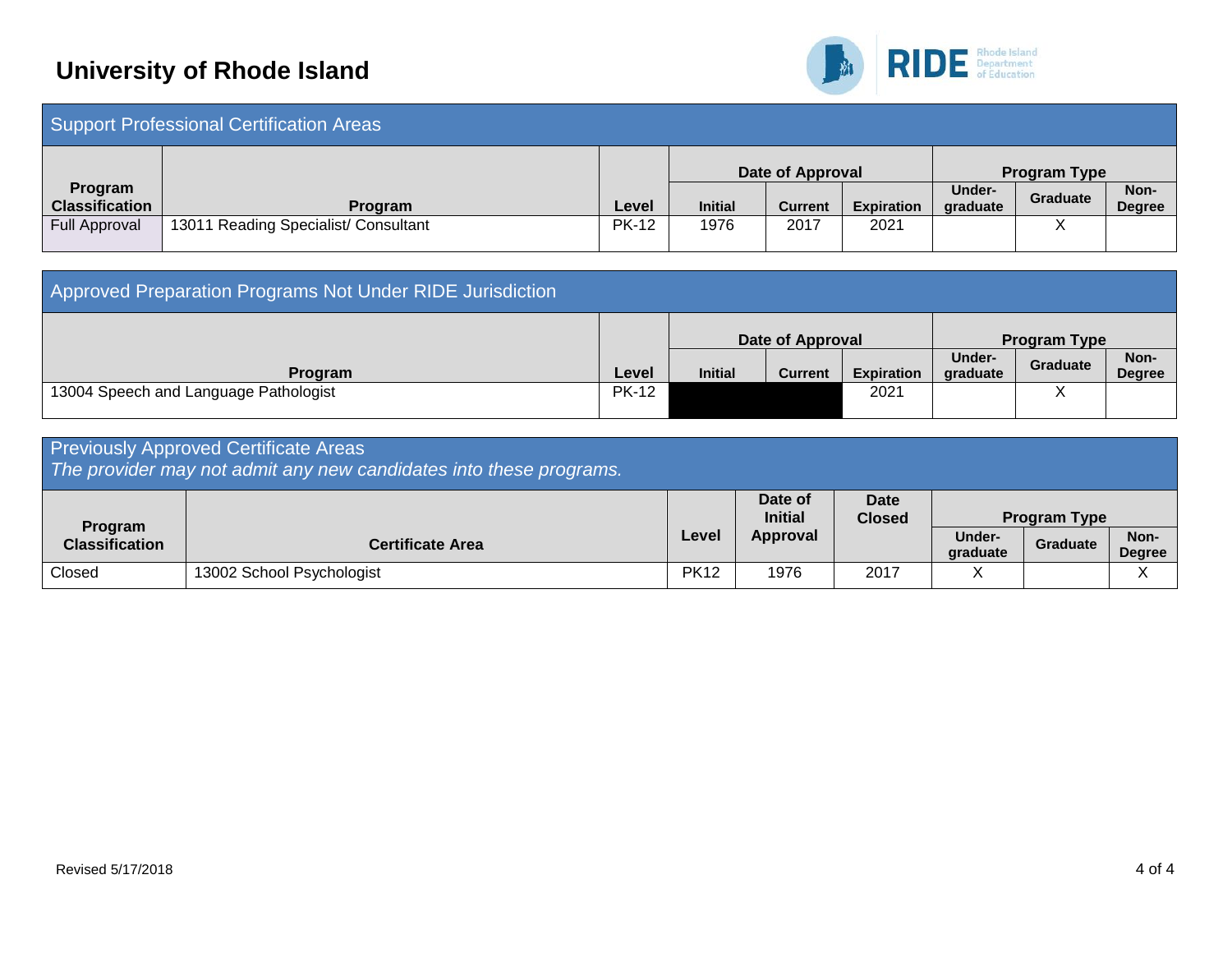# University of Rhode Island

## Support Professional Certification Areas

| Program Classification | Program | Level | Date of Approval | | | Program Type | | |
|---|---|---|---|---|---|---|---|---|
| | | | Initial | Current | Expiration | Under-graduate | Graduate | Non-Degree |
| Full Approval | 13011 Reading Specialist/ Consultant | PK-12 | 1976 | 2017 | 2021 | | X | |

## Approved Preparation Programs Not Under RIDE Jurisdiction

| Program | Level | Date of Approval | | | Program Type | | |
|---|---|---|---|---|---|---|---|
| | | Initial | Current | Expiration | Under-graduate | Graduate | Non-Degree |
| 13004 Speech and Language Pathologist | PK-12 | | | 2021 | | X | |

## Previously Approved Certificate Areas

*The provider may not admit any new candidates into these programs.*

| Program Classification | Certificate Area | Level | Date of Initial Approval | Date Closed | Program Type | | |
|---|---|---|---|---|---|---|---|
| | | | | | Under-graduate | Graduate | Non-Degree |
| Closed | 13002 School Psychologist | PK12 | 1976 | 2017 | X | | X |

Revised 5/17/2018